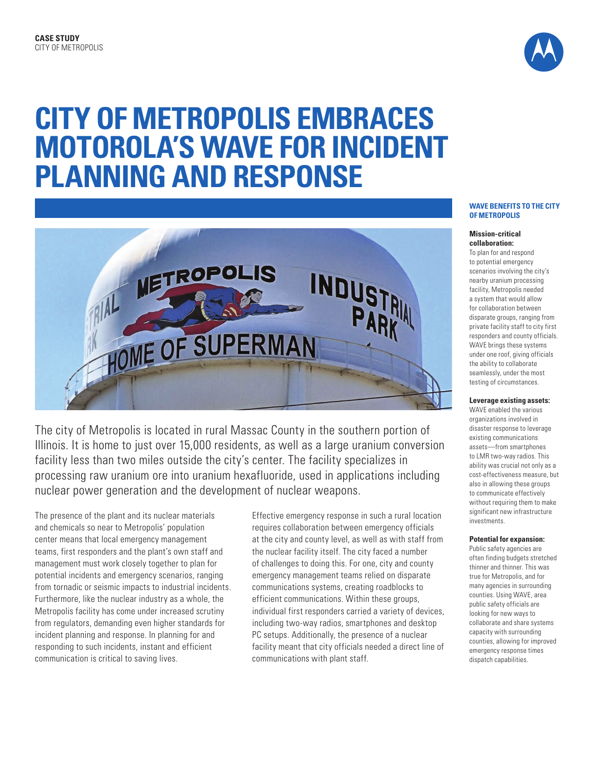**CASE STUDY**
CITY OF METROPOLIS

# CITY OF METROPOLIS EMBRACES MOTOROLA'S WAVE FOR INCIDENT PLANNING AND RESPONSE

The city of Metropolis is located in rural Massac County in the southern portion of Illinois. It is home to just over 15,000 residents, as well as a large uranium conversion facility less than two miles outside the city's center. The facility specializes in processing raw uranium ore into uranium hexafluoride, used in applications including nuclear power generation and the development of nuclear weapons.

The presence of the plant and its nuclear materials and chemicals so near to Metropolis' population center means that local emergency management teams, first responders and the plant's own staff and management must work closely together to plan for potential incidents and emergency scenarios, ranging from tornadic or seismic impacts to industrial incidents. Furthermore, like the nuclear industry as a whole, the Metropolis facility has come under increased scrutiny from regulators, demanding even higher standards for incident planning and response. In planning for and responding to such incidents, instant and efficient communication is critical to saving lives.

Effective emergency response in such a rural location requires collaboration between emergency officials at the city and county level, as well as with staff from the nuclear facility itself. The city faced a number of challenges to doing this. For one, city and county emergency management teams relied on disparate communications systems, creating roadblocks to efficient communications. Within these groups, individual first responders carried a variety of devices, including two-way radios, smartphones and desktop PC setups. Additionally, the presence of a nuclear facility meant that city officials needed a direct line of communications with plant staff.

### WAVE BENEFITS TO THE CITY OF METROPOLIS

**Mission-critical collaboration:**
To plan for and respond to potential emergency scenarios involving the city's nearby uranium processing facility, Metropolis needed a system that would allow for collaboration between disparate groups, ranging from private facility staff to city first responders and county officials. WAVE brings these systems under one roof, giving officials the ability to collaborate seamlessly, under the most testing of circumstances.

**Leverage existing assets:**
WAVE enabled the various organizations involved in disaster response to leverage existing communications assets—from smartphones to LMR two-way radios. This ability was crucial not only as a cost-effectiveness measure, but also in allowing these groups to communicate effectively without requiring them to make significant new infrastructure investments.

**Potential for expansion:**
Public safety agencies are often finding budgets stretched thinner and thinner. This was true for Metropolis, and for many agencies in surrounding counties. Using WAVE, area public safety officials are looking for new ways to collaborate and share systems capacity with surrounding counties, allowing for improved emergency response times dispatch capabilities.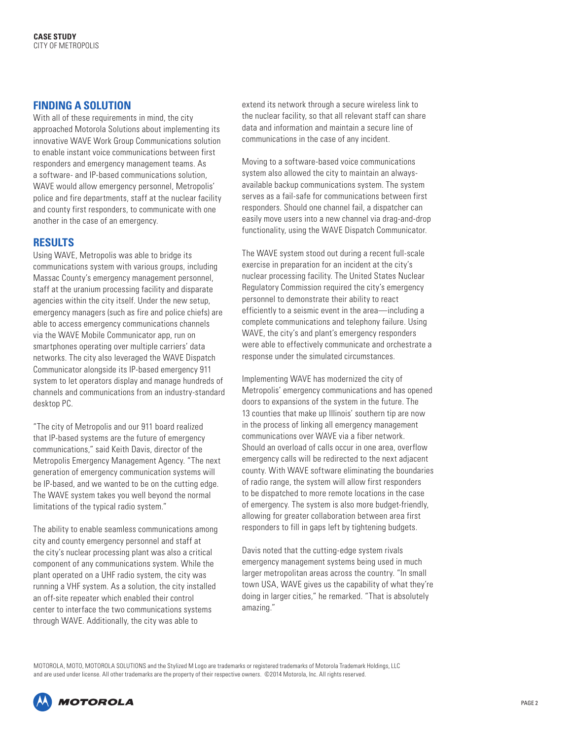## FINDING A SOLUTION

With all of these requirements in mind, the city approached Motorola Solutions about implementing its innovative WAVE Work Group Communications solution to enable instant voice communications between first responders and emergency management teams. As a software- and IP-based communications solution, WAVE would allow emergency personnel, Metropolis' police and fire departments, staff at the nuclear facility and county first responders, to communicate with one another in the case of an emergency.

## RESULTS

Using WAVE, Metropolis was able to bridge its communications system with various groups, including Massac County's emergency management personnel, staff at the uranium processing facility and disparate agencies within the city itself. Under the new setup, emergency managers (such as fire and police chiefs) are able to access emergency communications channels via the WAVE Mobile Communicator app, run on smartphones operating over multiple carriers' data networks. The city also leveraged the WAVE Dispatch Communicator alongside its IP-based emergency 911 system to let operators display and manage hundreds of channels and communications from an industry-standard desktop PC.

"The city of Metropolis and our 911 board realized that IP-based systems are the future of emergency communications," said Keith Davis, director of the Metropolis Emergency Management Agency. "The next generation of emergency communication systems will be IP-based, and we wanted to be on the cutting edge. The WAVE system takes you well beyond the normal limitations of the typical radio system."

The ability to enable seamless communications among city and county emergency personnel and staff at the city's nuclear processing plant was also a critical component of any communications system. While the plant operated on a UHF radio system, the city was running a VHF system. As a solution, the city installed an off-site repeater which enabled their control center to interface the two communications systems through WAVE. Additionally, the city was able to extend its network through a secure wireless link to the nuclear facility, so that all relevant staff can share data and information and maintain a secure line of communications in the case of any incident.

Moving to a software-based voice communications system also allowed the city to maintain an always-available backup communications system. The system serves as a fail-safe for communications between first responders. Should one channel fail, a dispatcher can easily move users into a new channel via drag-and-drop functionality, using the WAVE Dispatch Communicator.

The WAVE system stood out during a recent full-scale exercise in preparation for an incident at the city's nuclear processing facility. The United States Nuclear Regulatory Commission required the city's emergency personnel to demonstrate their ability to react efficiently to a seismic event in the area—including a complete communications and telephony failure. Using WAVE, the city's and plant's emergency responders were able to effectively communicate and orchestrate a response under the simulated circumstances.

Implementing WAVE has modernized the city of Metropolis' emergency communications and has opened doors to expansions of the system in the future. The 13 counties that make up Illinois' southern tip are now in the process of linking all emergency management communications over WAVE via a fiber network. Should an overload of calls occur in one area, overflow emergency calls will be redirected to the next adjacent county. With WAVE software eliminating the boundaries of radio range, the system will allow first responders to be dispatched to more remote locations in the case of emergency. The system is also more budget-friendly, allowing for greater collaboration between area first responders to fill in gaps left by tightening budgets.

Davis noted that the cutting-edge system rivals emergency management systems being used in much larger metropolitan areas across the country. "In small town USA, WAVE gives us the capability of what they're doing in larger cities," he remarked. "That is absolutely amazing."

MOTOROLA, MOTO, MOTOROLA SOLUTIONS and the Stylized M Logo are trademarks or registered trademarks of Motorola Trademark Holdings, LLC and are used under license. All other trademarks are the property of their respective owners. ©2014 Motorola, Inc. All rights reserved.